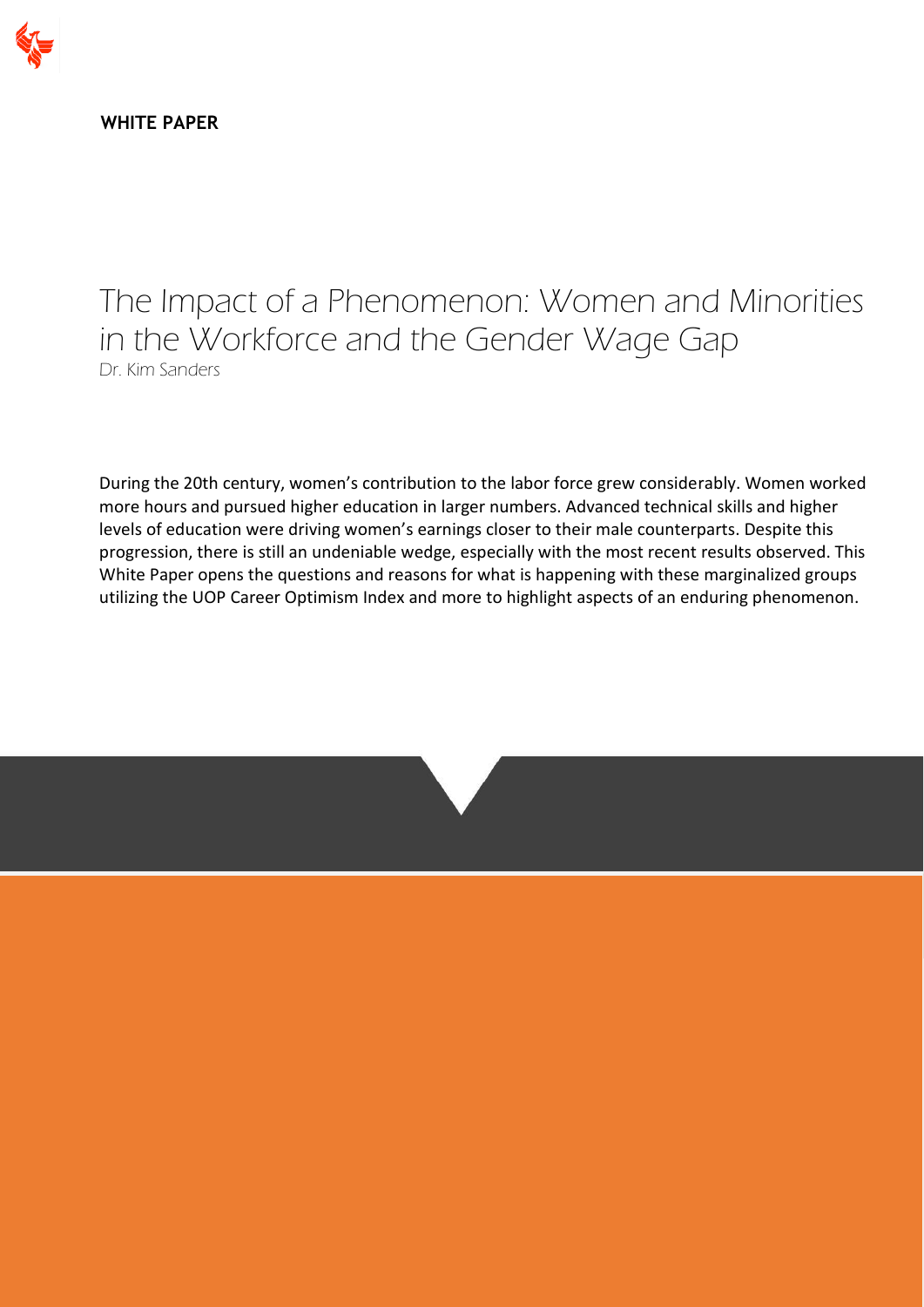**WHITE PAPER**

# The Impact of a Phenomenon: Women and Minorities in the Workforce and the Gender Wage Gap

Dr. Kim Sanders

During the 20th century, women's contribution to the labor force grew considerably. Women worked more hours and pursued higher education in larger numbers. Advanced technical skills and higher levels of education were driving women's earnings closer to their male counterparts. Despite this progression, there is still an undeniable wedge, especially with the most recent results observed. This White Paper opens the questions and reasons for what is happening with these marginalized groups utilizing the UOP Career Optimism Index and more to highlight aspects of an enduring phenomenon.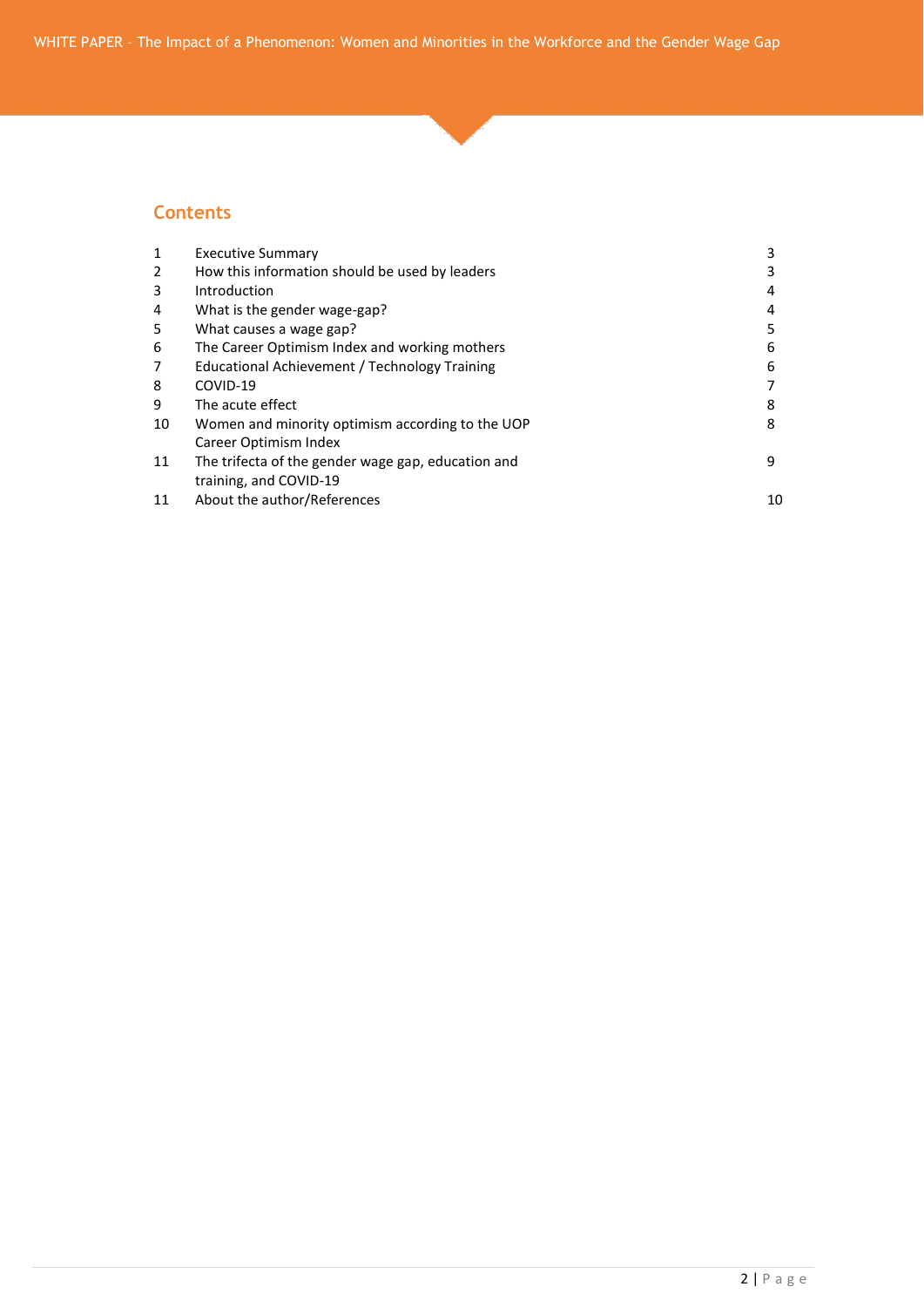## Contents

| | | |
|---|---|---|
| 1 | Executive Summary | 3 |
| 2 | How this information should be used by leaders | 3 |
| 3 | Introduction | 4 |
| 4 | What is the gender wage-gap? | 4 |
| 5 | What causes a wage gap? | 5 |
| 6 | The Career Optimism Index and working mothers | 6 |
| 7 | Educational Achievement / Technology Training | 6 |
| 8 | COVID-19 | 7 |
| 9 | The acute effect | 8 |
| 10 | Women and minority optimism according to the UOP Career Optimism Index | 8 |
| 11 | The trifecta of the gender wage gap, education and training, and COVID-19 | 9 |
| 11 | About the author/References | 10 |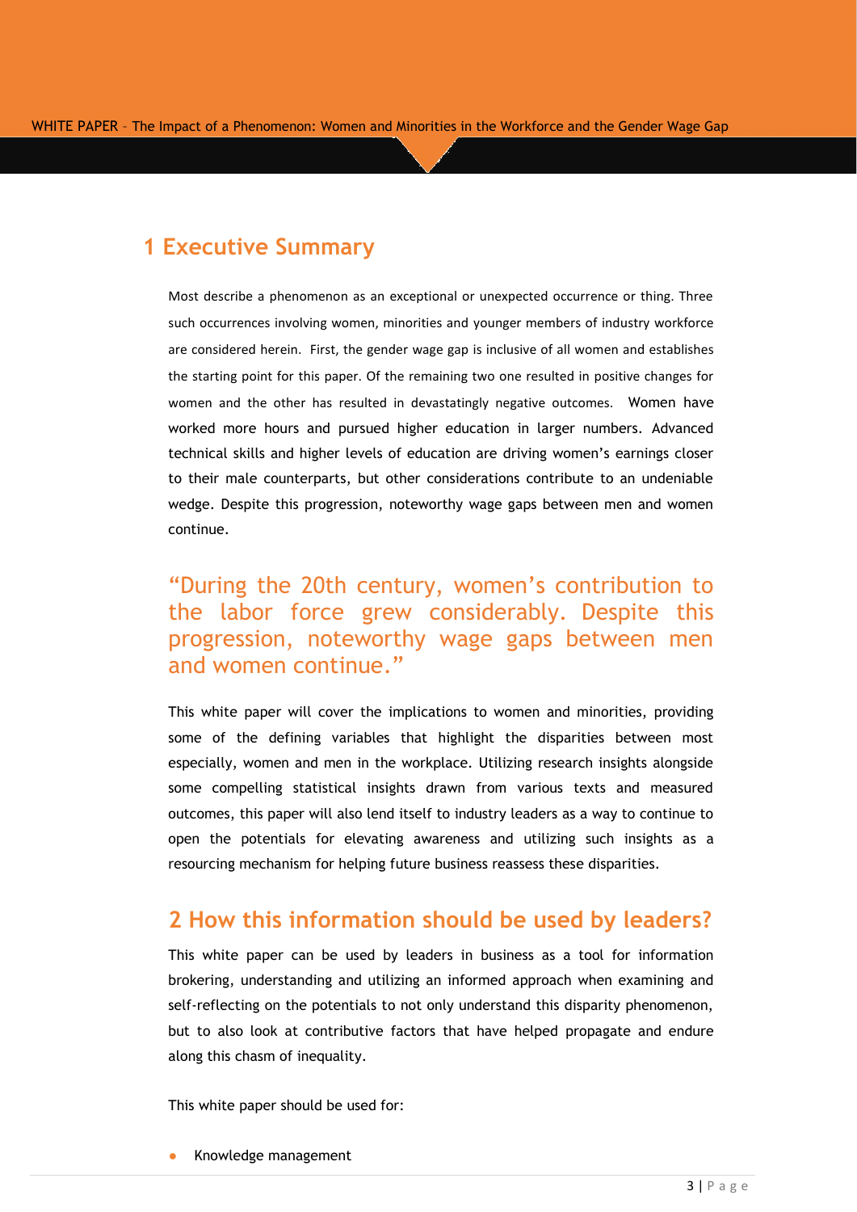# 1 Executive Summary

Most describe a phenomenon as an exceptional or unexpected occurrence or thing. Three such occurrences involving women, minorities and younger members of industry workforce are considered herein. First, the gender wage gap is inclusive of all women and establishes the starting point for this paper. Of the remaining two one resulted in positive changes for women and the other has resulted in devastatingly negative outcomes. Women have worked more hours and pursued higher education in larger numbers. Advanced technical skills and higher levels of education are driving women's earnings closer to their male counterparts, but other considerations contribute to an undeniable wedge. Despite this progression, noteworthy wage gaps between men and women continue.

> "During the 20th century, women's contribution to the labor force grew considerably. Despite this progression, noteworthy wage gaps between men and women continue."

This white paper will cover the implications to women and minorities, providing some of the defining variables that highlight the disparities between most especially, women and men in the workplace. Utilizing research insights alongside some compelling statistical insights drawn from various texts and measured outcomes, this paper will also lend itself to industry leaders as a way to continue to open the potentials for elevating awareness and utilizing such insights as a resourcing mechanism for helping future business reassess these disparities.

# 2 How this information should be used by leaders?

This white paper can be used by leaders in business as a tool for information brokering, understanding and utilizing an informed approach when examining and self-reflecting on the potentials to not only understand this disparity phenomenon, but to also look at contributive factors that have helped propagate and endure along this chasm of inequality.

This white paper should be used for:

- Knowledge management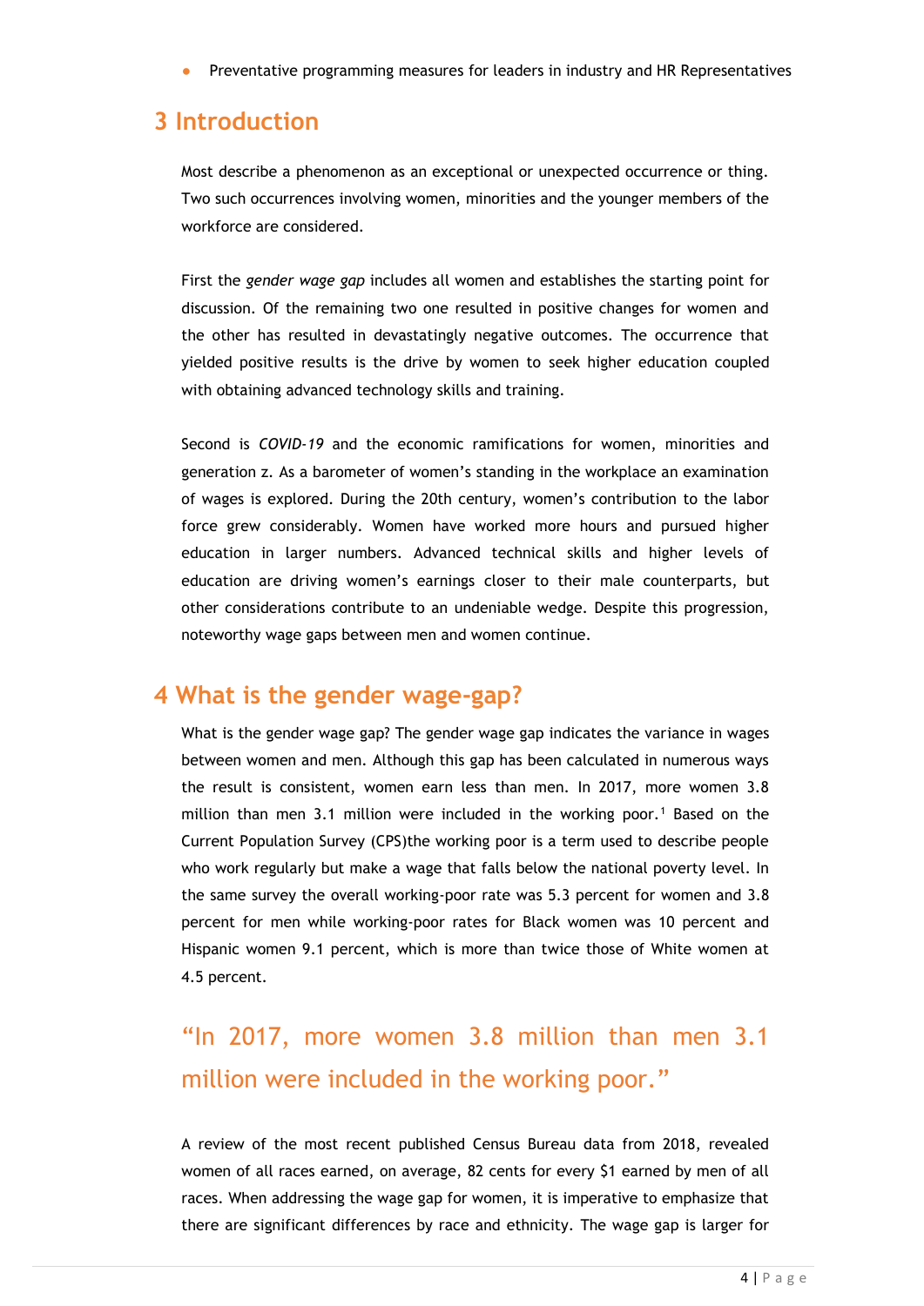- Preventative programming measures for leaders in industry and HR Representatives

## 3 Introduction

Most describe a phenomenon as an exceptional or unexpected occurrence or thing. Two such occurrences involving women, minorities and the younger members of the workforce are considered.

First the *gender wage gap* includes all women and establishes the starting point for discussion. Of the remaining two one resulted in positive changes for women and the other has resulted in devastatingly negative outcomes. The occurrence that yielded positive results is the drive by women to seek higher education coupled with obtaining advanced technology skills and training.

Second is *COVID-19* and the economic ramifications for women, minorities and generation z. As a barometer of women's standing in the workplace an examination of wages is explored. During the 20th century, women's contribution to the labor force grew considerably. Women have worked more hours and pursued higher education in larger numbers. Advanced technical skills and higher levels of education are driving women's earnings closer to their male counterparts, but other considerations contribute to an undeniable wedge. Despite this progression, noteworthy wage gaps between men and women continue.

## 4 What is the gender wage-gap?

What is the gender wage gap? The gender wage gap indicates the variance in wages between women and men. Although this gap has been calculated in numerous ways the result is consistent, women earn less than men. In 2017, more women 3.8 million than men 3.1 million were included in the working poor.[1] Based on the Current Population Survey (CPS)the working poor is a term used to describe people who work regularly but make a wage that falls below the national poverty level. In the same survey the overall working-poor rate was 5.3 percent for women and 3.8 percent for men while working-poor rates for Black women was 10 percent and Hispanic women 9.1 percent, which is more than twice those of White women at 4.5 percent.

> "In 2017, more women 3.8 million than men 3.1 million were included in the working poor."

A review of the most recent published Census Bureau data from 2018, revealed women of all races earned, on average, 82 cents for every $1 earned by men of all races. When addressing the wage gap for women, it is imperative to emphasize that there are significant differences by race and ethnicity. The wage gap is larger for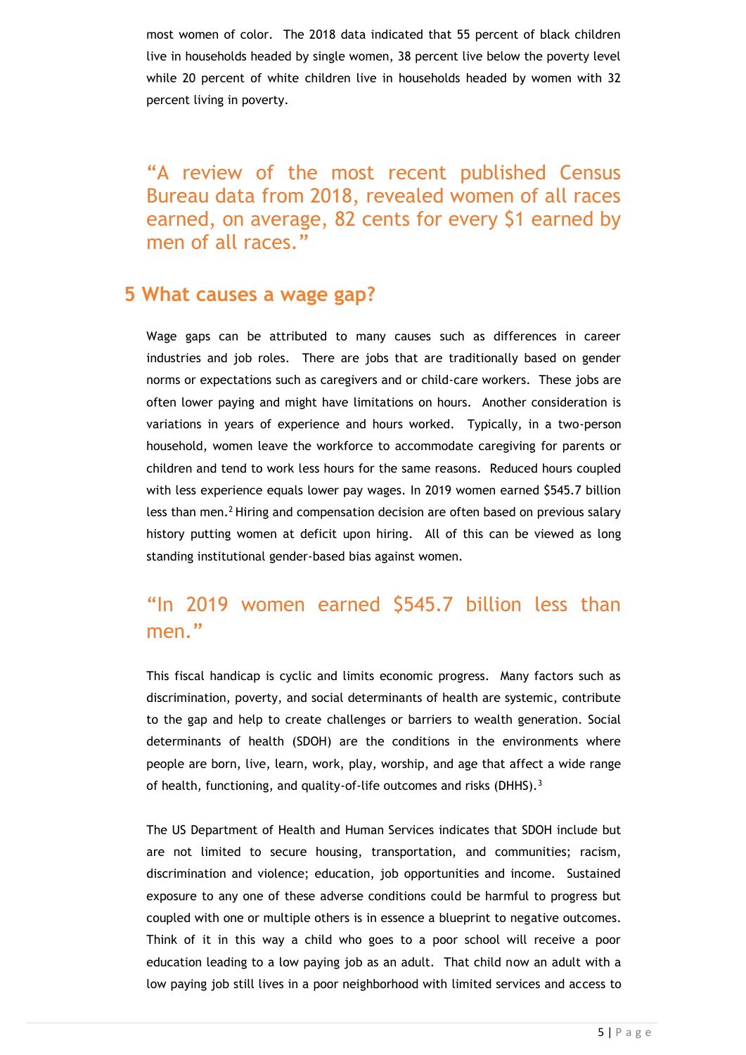most women of color. The 2018 data indicated that 55 percent of black children live in households headed by single women, 38 percent live below the poverty level while 20 percent of white children live in households headed by women with 32 percent living in poverty.

> "A review of the most recent published Census Bureau data from 2018, revealed women of all races earned, on average, 82 cents for every $1 earned by men of all races."

## 5 What causes a wage gap?

Wage gaps can be attributed to many causes such as differences in career industries and job roles. There are jobs that are traditionally based on gender norms or expectations such as caregivers and or child-care workers. These jobs are often lower paying and might have limitations on hours. Another consideration is variations in years of experience and hours worked. Typically, in a two-person household, women leave the workforce to accommodate caregiving for parents or children and tend to work less hours for the same reasons. Reduced hours coupled with less experience equals lower pay wages. In 2019 women earned $545.7 billion less than men.[2] Hiring and compensation decision are often based on previous salary history putting women at deficit upon hiring. All of this can be viewed as long standing institutional gender-based bias against women.

> "In 2019 women earned $545.7 billion less than men."

This fiscal handicap is cyclic and limits economic progress. Many factors such as discrimination, poverty, and social determinants of health are systemic, contribute to the gap and help to create challenges or barriers to wealth generation. Social determinants of health (SDOH) are the conditions in the environments where people are born, live, learn, work, play, worship, and age that affect a wide range of health, functioning, and quality-of-life outcomes and risks (DHHS).[3]

The US Department of Health and Human Services indicates that SDOH include but are not limited to secure housing, transportation, and communities; racism, discrimination and violence; education, job opportunities and income. Sustained exposure to any one of these adverse conditions could be harmful to progress but coupled with one or multiple others is in essence a blueprint to negative outcomes. Think of it in this way a child who goes to a poor school will receive a poor education leading to a low paying job as an adult. That child now an adult with a low paying job still lives in a poor neighborhood with limited services and access to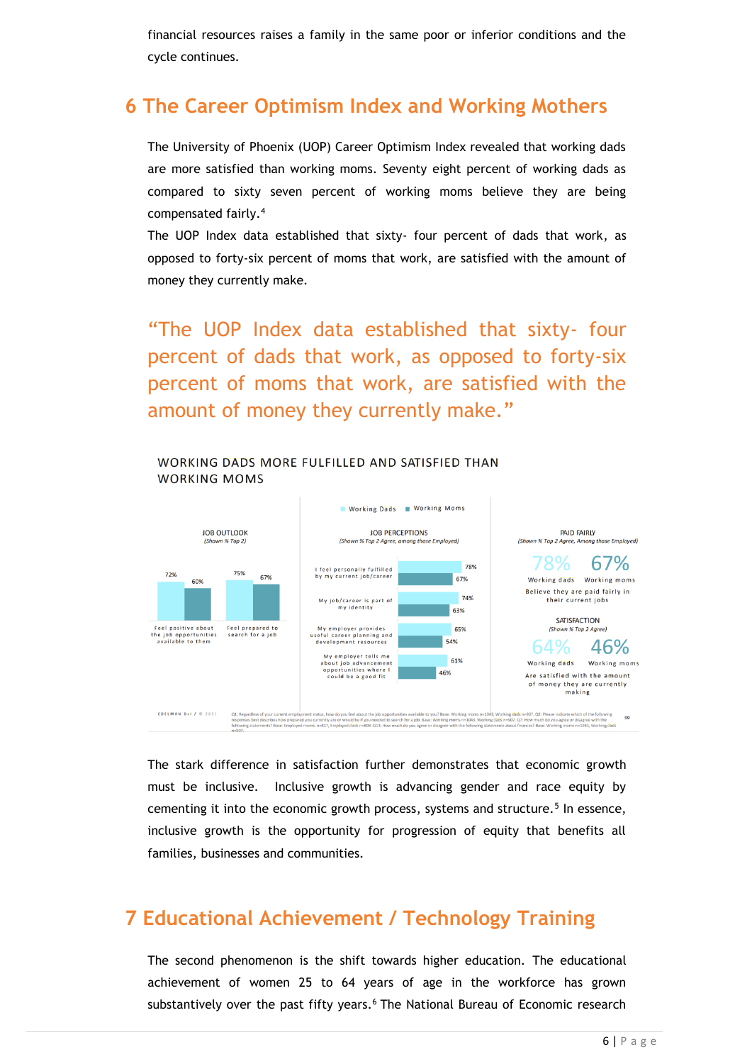financial resources raises a family in the same poor or inferior conditions and the cycle continues.

## 6 The Career Optimism Index and Working Mothers

The University of Phoenix (UOP) Career Optimism Index revealed that working dads are more satisfied than working moms. Seventy eight percent of working dads as compared to sixty seven percent of working moms believe they are being compensated fairly.[4]

The UOP Index data established that sixty- four percent of dads that work, as opposed to forty-six percent of moms that work, are satisfied with the amount of money they currently make.

> "The UOP Index data established that sixty- four percent of dads that work, as opposed to forty-six percent of moms that work, are satisfied with the amount of money they currently make."

WORKING DADS MORE FULFILLED AND SATISFIED THAN WORKING MOMS

Working Dads ■ Working Moms

**JOB OUTLOOK** (Shown % Top 2)

| | Working Dads | Working Moms |
|---|---|---|
| Feel positive about the job opportunities available to them | 72% | 60% |
| Feel prepared to search for a job | 75% | 67% |

**JOB PERCEPTIONS** (Shown % Top 2 Agree, among those Employed)

| | Working Dads | Working Moms |
|---|---|---|
| I feel personally fulfilled by my current job/career | 78% | 67% |
| My job/career is part of my identity | 74% | 63% |
| My employer provides useful career planning and development resources | 65% | 54% |
| My employer tells me about job advancement opportunities where I could be a good fit | 61% | 46% |

**PAID FAIRLY** (Shown % Top 2 Agree, Among those Employed)

78% Working dads, 67% Working moms — Believe they are paid fairly in their current jobs

**SATISFACTION** (Shown % Top 2 Agree)

64% Working dads, 46% Working moms — Are satisfied with the amount of money they are currently making

EDELMAN DxI / © 2021

The stark difference in satisfaction further demonstrates that economic growth must be inclusive. Inclusive growth is advancing gender and race equity by cementing it into the economic growth process, systems and structure.[5] In essence, inclusive growth is the opportunity for progression of equity that benefits all families, businesses and communities.

## 7 Educational Achievement / Technology Training

The second phenomenon is the shift towards higher education. The educational achievement of women 25 to 64 years of age in the workforce has grown substantively over the past fifty years.[6] The National Bureau of Economic research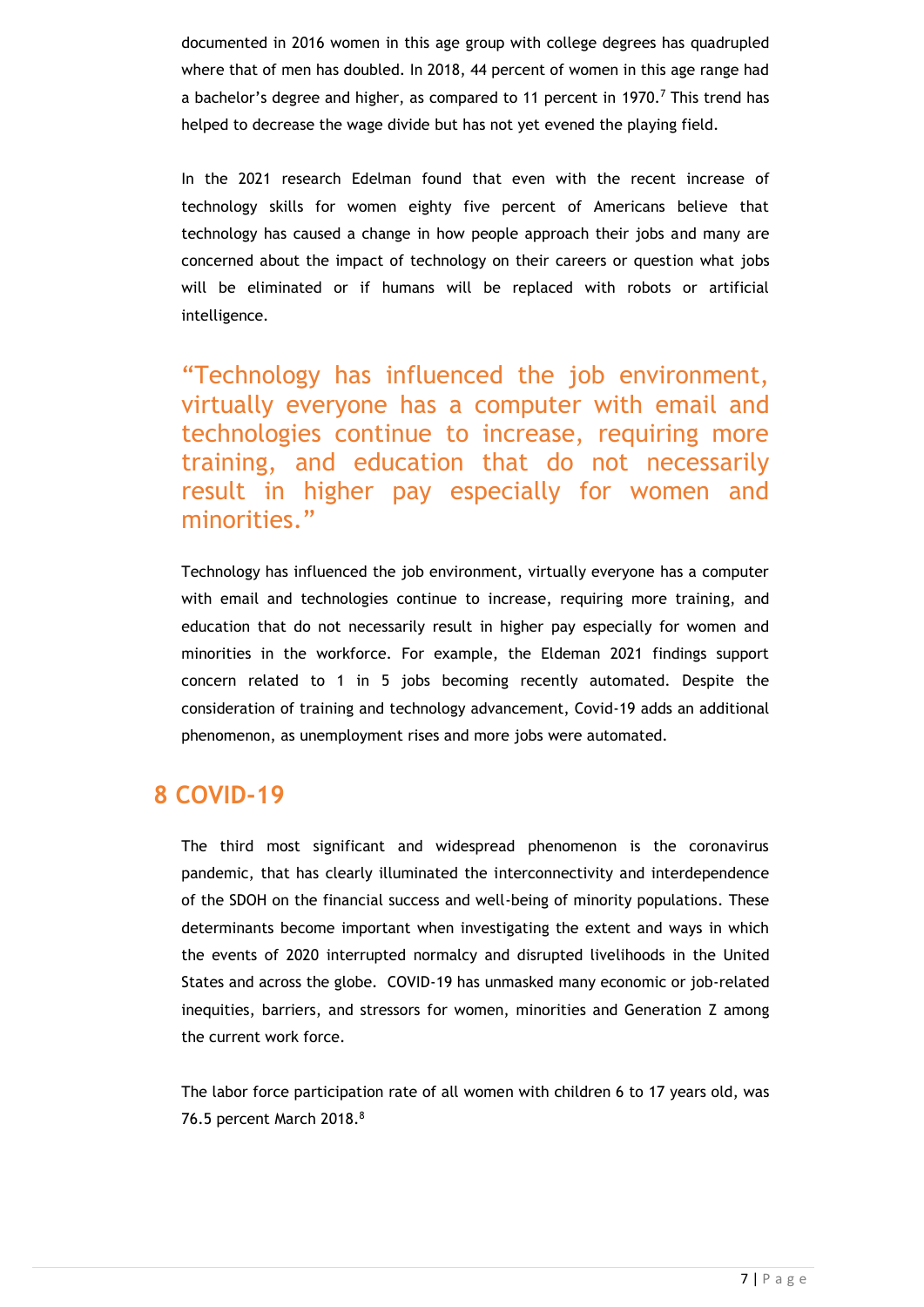documented in 2016 women in this age group with college degrees has quadrupled where that of men has doubled. In 2018, 44 percent of women in this age range had a bachelor's degree and higher, as compared to 11 percent in 1970.[7] This trend has helped to decrease the wage divide but has not yet evened the playing field.

In the 2021 research Edelman found that even with the recent increase of technology skills for women eighty five percent of Americans believe that technology has caused a change in how people approach their jobs and many are concerned about the impact of technology on their careers or question what jobs will be eliminated or if humans will be replaced with robots or artificial intelligence.

> "Technology has influenced the job environment, virtually everyone has a computer with email and technologies continue to increase, requiring more training, and education that do not necessarily result in higher pay especially for women and minorities."

Technology has influenced the job environment, virtually everyone has a computer with email and technologies continue to increase, requiring more training, and education that do not necessarily result in higher pay especially for women and minorities in the workforce. For example, the Eldeman 2021 findings support concern related to 1 in 5 jobs becoming recently automated. Despite the consideration of training and technology advancement, Covid-19 adds an additional phenomenon, as unemployment rises and more jobs were automated.

## 8 COVID-19

The third most significant and widespread phenomenon is the coronavirus pandemic, that has clearly illuminated the interconnectivity and interdependence of the SDOH on the financial success and well-being of minority populations. These determinants become important when investigating the extent and ways in which the events of 2020 interrupted normalcy and disrupted livelihoods in the United States and across the globe. COVID-19 has unmasked many economic or job-related inequities, barriers, and stressors for women, minorities and Generation Z among the current work force.

The labor force participation rate of all women with children 6 to 17 years old, was 76.5 percent March 2018.[8]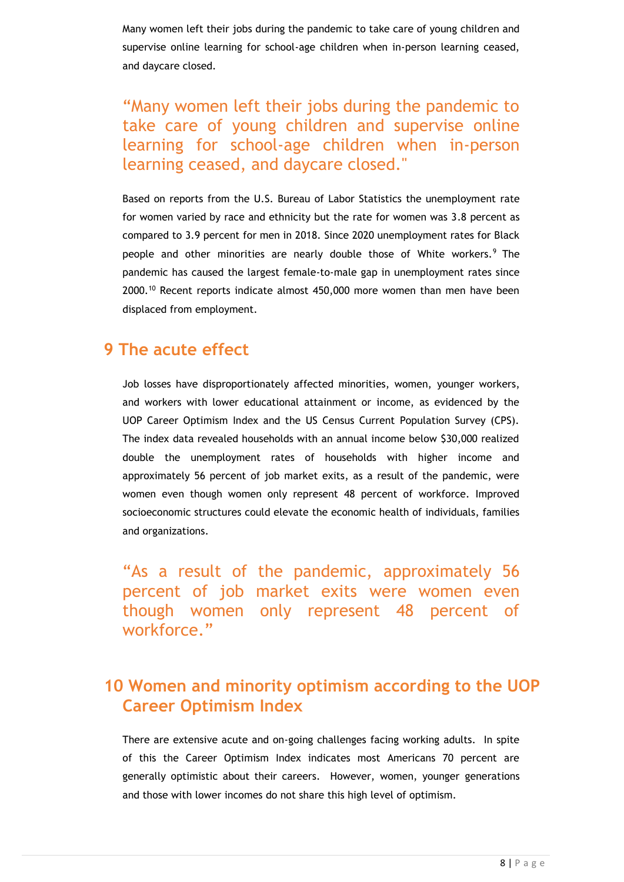Many women left their jobs during the pandemic to take care of young children and supervise online learning for school-age children when in-person learning ceased, and daycare closed.

> “Many women left their jobs during the pandemic to take care of young children and supervise online learning for school-age children when in-person learning ceased, and daycare closed."

Based on reports from the U.S. Bureau of Labor Statistics the unemployment rate for women varied by race and ethnicity but the rate for women was 3.8 percent as compared to 3.9 percent for men in 2018. Since 2020 unemployment rates for Black people and other minorities are nearly double those of White workers.[9] The pandemic has caused the largest female-to-male gap in unemployment rates since 2000.[10] Recent reports indicate almost 450,000 more women than men have been displaced from employment.

## 9 The acute effect

Job losses have disproportionately affected minorities, women, younger workers, and workers with lower educational attainment or income, as evidenced by the UOP Career Optimism Index and the US Census Current Population Survey (CPS). The index data revealed households with an annual income below $30,000 realized double the unemployment rates of households with higher income and approximately 56 percent of job market exits, as a result of the pandemic, were women even though women only represent 48 percent of workforce. Improved socioeconomic structures could elevate the economic health of individuals, families and organizations.

> “As a result of the pandemic, approximately 56 percent of job market exits were women even though women only represent 48 percent of workforce.”

## 10 Women and minority optimism according to the UOP Career Optimism Index

There are extensive acute and on-going challenges facing working adults. In spite of this the Career Optimism Index indicates most Americans 70 percent are generally optimistic about their careers. However, women, younger generations and those with lower incomes do not share this high level of optimism.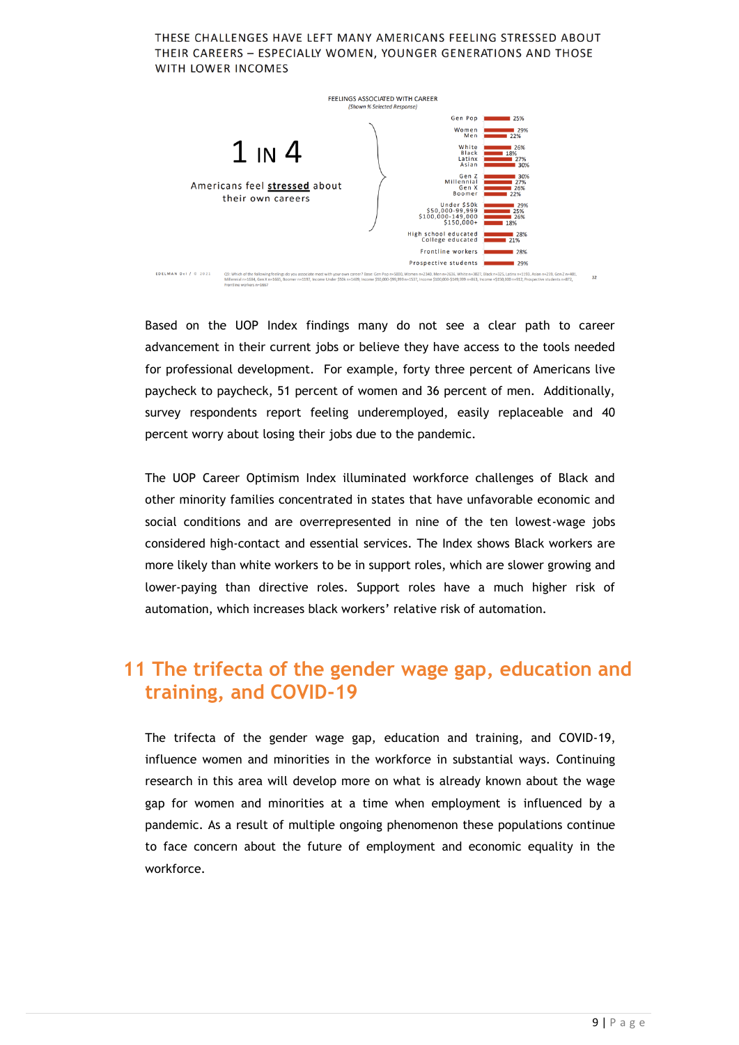THESE CHALLENGES HAVE LEFT MANY AMERICANS FEELING STRESSED ABOUT THEIR CAREERS – ESPECIALLY WOMEN, YOUNGER GENERATIONS AND THOSE WITH LOWER INCOMES

FEELINGS ASSOCIATED WITH CAREER
*(Shown % Selected Response)*

**1 IN 4**

Americans feel **stressed** about their own careers

| Group | % |
|---|---|
| Gen Pop | 25% |
| Women | 29% |
| Men | 22% |
| White | 26% |
| Black | 18% |
| Latinx | 27% |
| Asian | 30% |
| Gen Z | 30% |
| Millennial | 27% |
| Gen X | 26% |
| Boomer | 22% |
| Under $50k | 29% |
| $50,000-99,999 | 25% |
| $100,000-149,000 | 26% |
| $150,000+ | 18% |
| High school educated | 28% |
| College educated | 21% |
| Frontline workers | 28% |
| Prospective students | 29% |

EDELMAN DxI / © 2021

Based on the UOP Index findings many do not see a clear path to career advancement in their current jobs or believe they have access to the tools needed for professional development. For example, forty three percent of Americans live paycheck to paycheck, 51 percent of women and 36 percent of men. Additionally, survey respondents report feeling underemployed, easily replaceable and 40 percent worry about losing their jobs due to the pandemic.

The UOP Career Optimism Index illuminated workforce challenges of Black and other minority families concentrated in states that have unfavorable economic and social conditions and are overrepresented in nine of the ten lowest-wage jobs considered high-contact and essential services. The Index shows Black workers are more likely than white workers to be in support roles, which are slower growing and lower-paying than directive roles. Support roles have a much higher risk of automation, which increases black workers' relative risk of automation.

## 11 The trifecta of the gender wage gap, education and training, and COVID-19

The trifecta of the gender wage gap, education and training, and COVID-19, influence women and minorities in the workforce in substantial ways. Continuing research in this area will develop more on what is already known about the wage gap for women and minorities at a time when employment is influenced by a pandemic. As a result of multiple ongoing phenomenon these populations continue to face concern about the future of employment and economic equality in the workforce.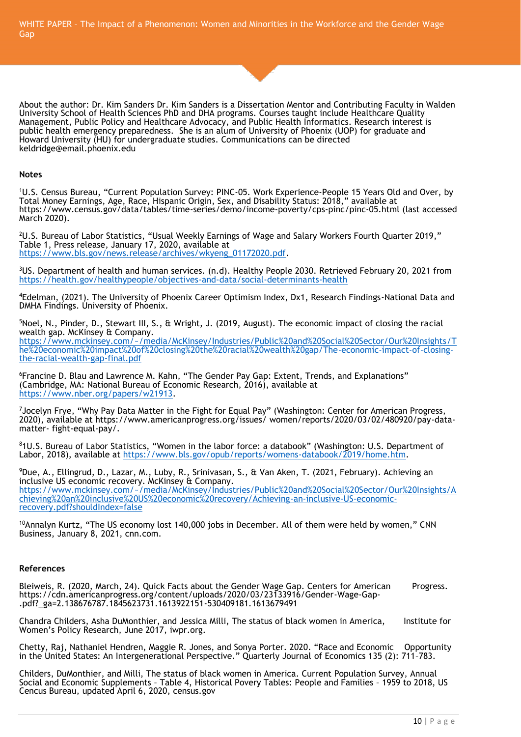About the author: Dr. Kim Sanders Dr. Kim Sanders is a Dissertation Mentor and Contributing Faculty in Walden University School of Health Sciences PhD and DHA programs. Courses taught include Healthcare Quality Management, Public Policy and Healthcare Advocacy, and Public Health Informatics. Research interest is public health emergency preparedness. She is an alum of University of Phoenix (UOP) for graduate and Howard University (HU) for undergraduate studies. Communications can be directed keldridge@email.phoenix.edu

**Notes**

[1]U.S. Census Bureau, "Current Population Survey: PINC-05. Work Experience-People 15 Years Old and Over, by Total Money Earnings, Age, Race, Hispanic Origin, Sex, and Disability Status: 2018," available at https://www.census.gov/data/tables/time-series/demo/income-poverty/cps-pinc/pinc-05.html (last accessed March 2020).

[2]U.S. Bureau of Labor Statistics, "Usual Weekly Earnings of Wage and Salary Workers Fourth Quarter 2019," Table 1, Press release, January 17, 2020, available at https://www.bls.gov/news.release/archives/wkyeng_01172020.pdf.

[3]US. Department of health and human services. (n.d). Healthy People 2030. Retrieved February 20, 2021 from https://health.gov/healthypeople/objectives-and-data/social-determinants-health

[4]Edelman, (2021). The University of Phoenix Career Optimism Index, Dx1, Research Findings-National Data and DMHA Findings. University of Phoenix.

[5]Noel, N., Pinder, D., Stewart III, S., & Wright, J. (2019, August). The economic impact of closing the racial wealth gap. McKinsey & Company. https://www.mckinsey.com/~/media/McKinsey/Industries/Public%20and%20Social%20Sector/Our%20Insights/The%20economic%20impact%20of%20closing%20the%20racial%20wealth%20gap/The-economic-impact-of-closing-the-racial-wealth-gap-final.pdf

[6]Francine D. Blau and Lawrence M. Kahn, "The Gender Pay Gap: Extent, Trends, and Explanations" (Cambridge, MA: National Bureau of Economic Research, 2016), available at https://www.nber.org/papers/w21913.

[7]Jocelyn Frye, "Why Pay Data Matter in the Fight for Equal Pay" (Washington: Center for American Progress, 2020), available at https://www.americanprogress.org/issues/ women/reports/2020/03/02/480920/pay-data-matter- fight-equal-pay/.

[8]1U.S. Bureau of Labor Statistics, "Women in the labor force: a databook" (Washington: U.S. Department of Labor, 2018), available at https://www.bls.gov/opub/reports/womens-databook/2019/home.htm.

[9]Due, A., Ellingrud, D., Lazar, M., Luby, R., Srinivasan, S., & Van Aken, T. (2021, February). Achieving an inclusive US economic recovery. McKinsey & Company. https://www.mckinsey.com/~/media/McKinsey/Industries/Public%20and%20Social%20Sector/Our%20Insights/Achieving%20an%20inclusive%20US%20economic%20recovery/Achieving-an-inclusive-US-economic-recovery.pdf?shouldIndex=false

[10]Annalyn Kurtz, "The US economy lost 140,000 jobs in December. All of them were held by women," CNN Business, January 8, 2021, cnn.com.

**References**

Bleiweis, R. (2020, March, 24). Quick Facts about the Gender Wage Gap. Centers for American Progress. https://cdn.americanprogress.org/content/uploads/2020/03/23133916/Gender-Wage-Gap-.pdf?_ga=2.138676787.1845623731.1613922151-530409181.1613679491

Chandra Childers, Asha DuMonthier, and Jessica Milli, The status of black women in America, Institute for Women's Policy Research, June 2017, iwpr.org.

Chetty, Raj, Nathaniel Hendren, Maggie R. Jones, and Sonya Porter. 2020. "Race and Economic Opportunity in the United States: An Intergenerational Perspective." Quarterly Journal of Economics 135 (2): 711–783.

Childers, DuMonthier, and Milli, The status of black women in America. Current Population Survey, Annual Social and Economic Supplements – Table 4, Historical Povery Tables: People and Families – 1959 to 2018, US Cencus Bureau, updated April 6, 2020, census.gov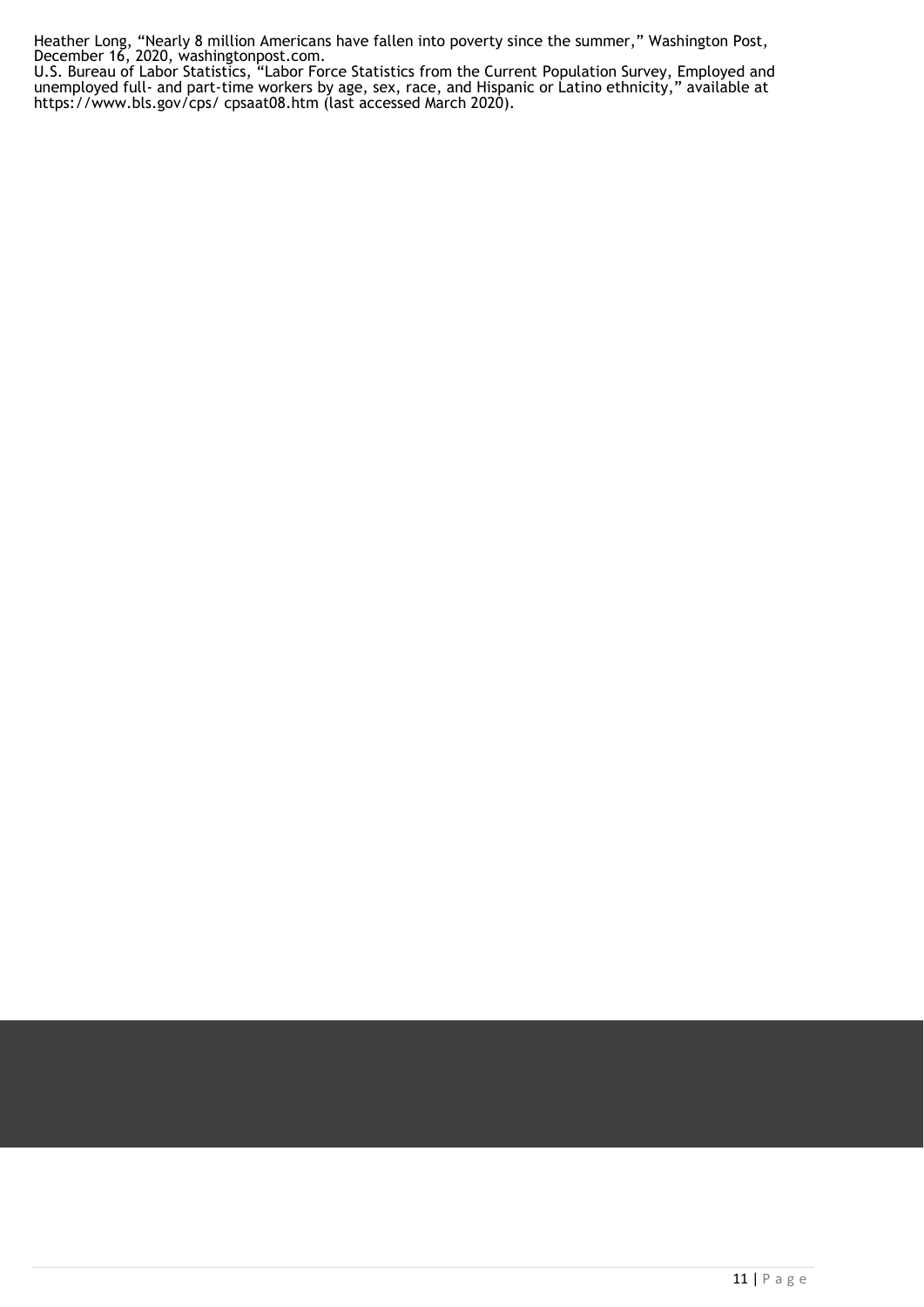Heather Long, "Nearly 8 million Americans have fallen into poverty since the summer," Washington Post, December 16, 2020, washingtonpost.com.
U.S. Bureau of Labor Statistics, "Labor Force Statistics from the Current Population Survey, Employed and unemployed full- and part-time workers by age, sex, race, and Hispanic or Latino ethnicity," available at https://www.bls.gov/cps/ cpsaat08.htm (last accessed March 2020).